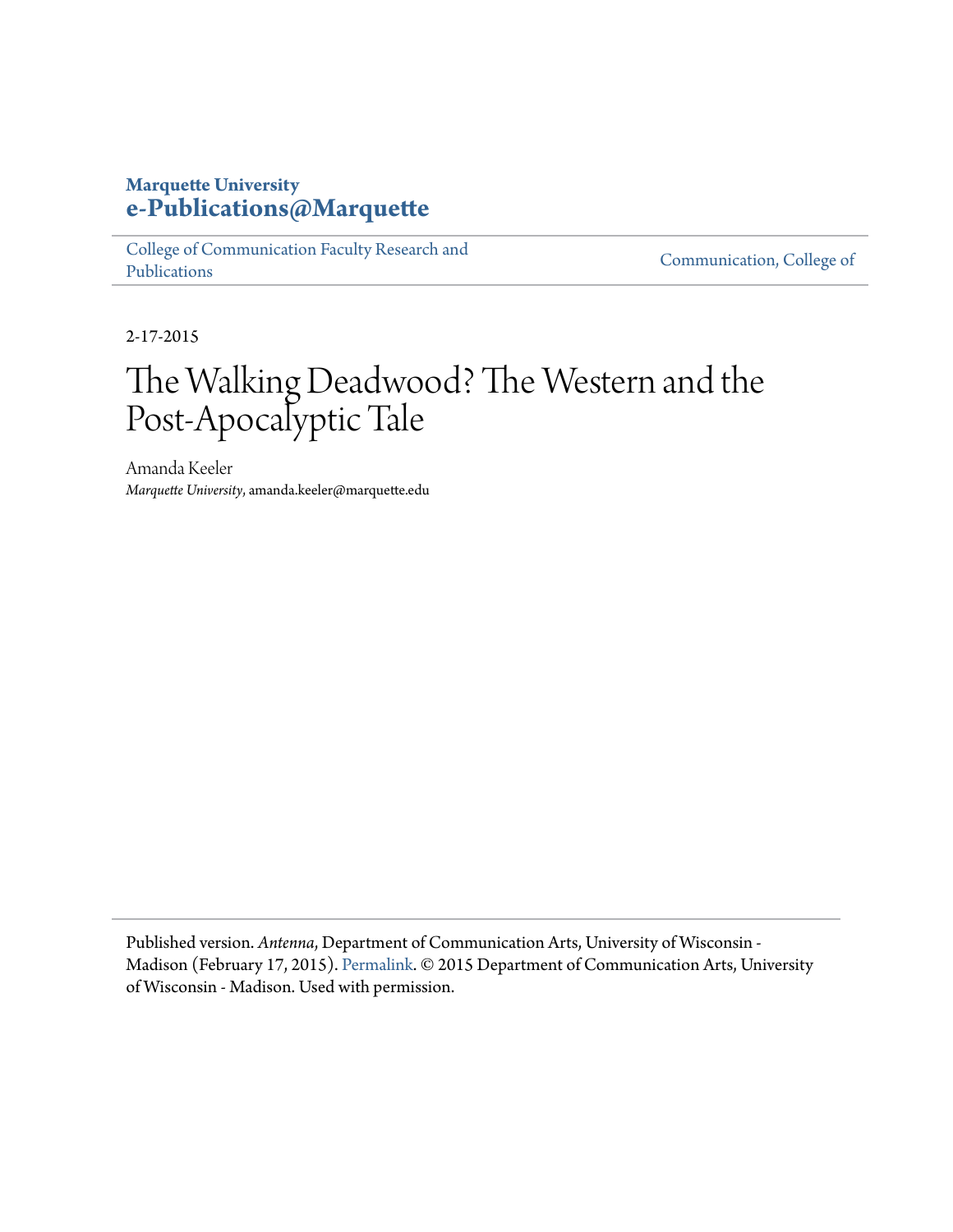**Marquette University**
**e-Publications@Marquette**

College of Communication Faculty Research and Publications

Communication, College of

2-17-2015

# The Walking Deadwood? The Western and the Post-Apocalyptic Tale

Amanda Keeler
*Marquette University*, amanda.keeler@marquette.edu

Published version. *Antenna*, Department of Communication Arts, University of Wisconsin - Madison (February 17, 2015). Permalink. © 2015 Department of Communication Arts, University of Wisconsin - Madison. Used with permission.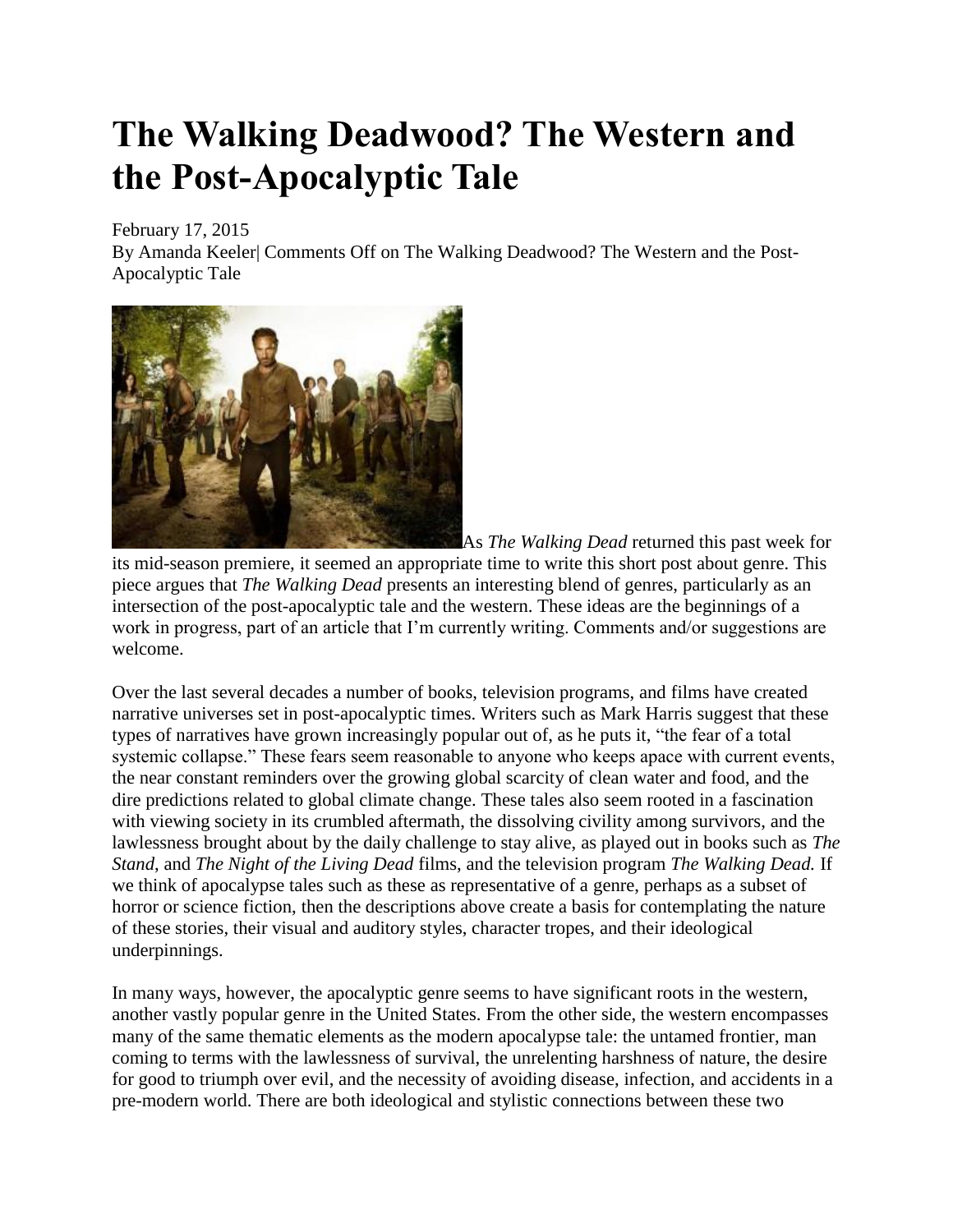// The Walking Deadwood? The Western and the Post-Apocalyptic Tale

February 17, 2015

By Amanda Keeler| Comments Off on The Walking Deadwood? The Western and the Post-Apocalyptic Tale

As *The Walking Dead* returned this past week for its mid-season premiere, it seemed an appropriate time to write this short post about genre. This piece argues that *The Walking Dead* presents an interesting blend of genres, particularly as an intersection of the post-apocalyptic tale and the western. These ideas are the beginnings of a work in progress, part of an article that I'm currently writing. Comments and/or suggestions are welcome.

Over the last several decades a number of books, television programs, and films have created narrative universes set in post-apocalyptic times. Writers such as Mark Harris suggest that these types of narratives have grown increasingly popular out of, as he puts it, "the fear of a total systemic collapse." These fears seem reasonable to anyone who keeps apace with current events, the near constant reminders over the growing global scarcity of clean water and food, and the dire predictions related to global climate change. These tales also seem rooted in a fascination with viewing society in its crumbled aftermath, the dissolving civility among survivors, and the lawlessness brought about by the daily challenge to stay alive, as played out in books such as *The Stand*, and *The Night of the Living Dead* films, and the television program *The Walking Dead.* If we think of apocalypse tales such as these as representative of a genre, perhaps as a subset of horror or science fiction, then the descriptions above create a basis for contemplating the nature of these stories, their visual and auditory styles, character tropes, and their ideological underpinnings.

In many ways, however, the apocalyptic genre seems to have significant roots in the western, another vastly popular genre in the United States. From the other side, the western encompasses many of the same thematic elements as the modern apocalypse tale: the untamed frontier, man coming to terms with the lawlessness of survival, the unrelenting harshness of nature, the desire for good to triumph over evil, and the necessity of avoiding disease, infection, and accidents in a pre-modern world. There are both ideological and stylistic connections between these two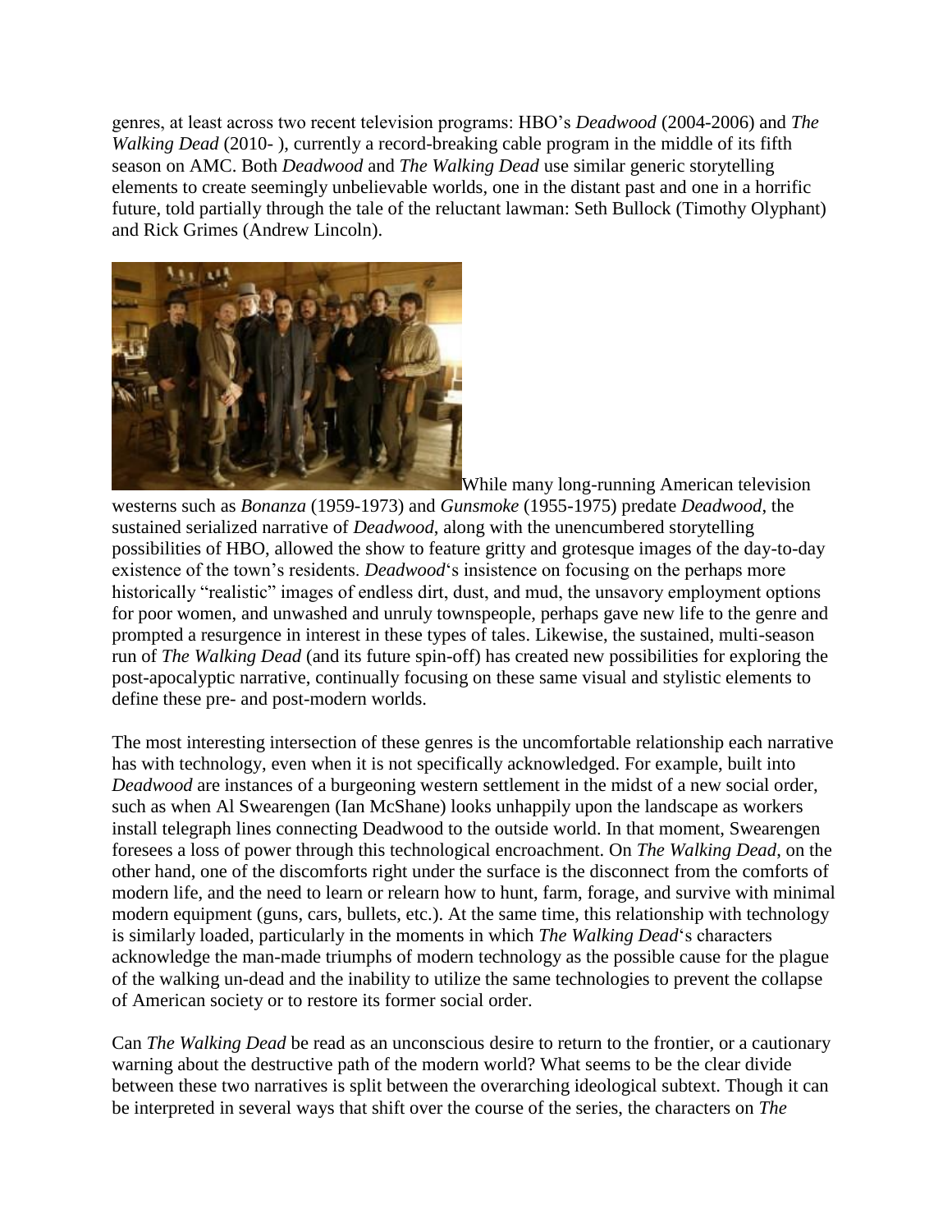genres, at least across two recent television programs: HBO's *Deadwood* (2004-2006) and *The Walking Dead* (2010- ), currently a record-breaking cable program in the middle of its fifth season on AMC. Both *Deadwood* and *The Walking Dead* use similar generic storytelling elements to create seemingly unbelievable worlds, one in the distant past and one in a horrific future, told partially through the tale of the reluctant lawman: Seth Bullock (Timothy Olyphant) and Rick Grimes (Andrew Lincoln).

While many long-running American television westerns such as *Bonanza* (1959-1973) and *Gunsmoke* (1955-1975) predate *Deadwood*, the sustained serialized narrative of *Deadwood*, along with the unencumbered storytelling possibilities of HBO, allowed the show to feature gritty and grotesque images of the day-to-day existence of the town's residents. *Deadwood*'s insistence on focusing on the perhaps more historically "realistic" images of endless dirt, dust, and mud, the unsavory employment options for poor women, and unwashed and unruly townspeople, perhaps gave new life to the genre and prompted a resurgence in interest in these types of tales. Likewise, the sustained, multi-season run of *The Walking Dead* (and its future spin-off) has created new possibilities for exploring the post-apocalyptic narrative, continually focusing on these same visual and stylistic elements to define these pre- and post-modern worlds.

The most interesting intersection of these genres is the uncomfortable relationship each narrative has with technology, even when it is not specifically acknowledged. For example, built into *Deadwood* are instances of a burgeoning western settlement in the midst of a new social order, such as when Al Swearengen (Ian McShane) looks unhappily upon the landscape as workers install telegraph lines connecting Deadwood to the outside world. In that moment, Swearengen foresees a loss of power through this technological encroachment. On *The Walking Dead*, on the other hand, one of the discomforts right under the surface is the disconnect from the comforts of modern life, and the need to learn or relearn how to hunt, farm, forage, and survive with minimal modern equipment (guns, cars, bullets, etc.). At the same time, this relationship with technology is similarly loaded, particularly in the moments in which *The Walking Dead*'s characters acknowledge the man-made triumphs of modern technology as the possible cause for the plague of the walking un-dead and the inability to utilize the same technologies to prevent the collapse of American society or to restore its former social order.

Can *The Walking Dead* be read as an unconscious desire to return to the frontier, or a cautionary warning about the destructive path of the modern world? What seems to be the clear divide between these two narratives is split between the overarching ideological subtext. Though it can be interpreted in several ways that shift over the course of the series, the characters on *The*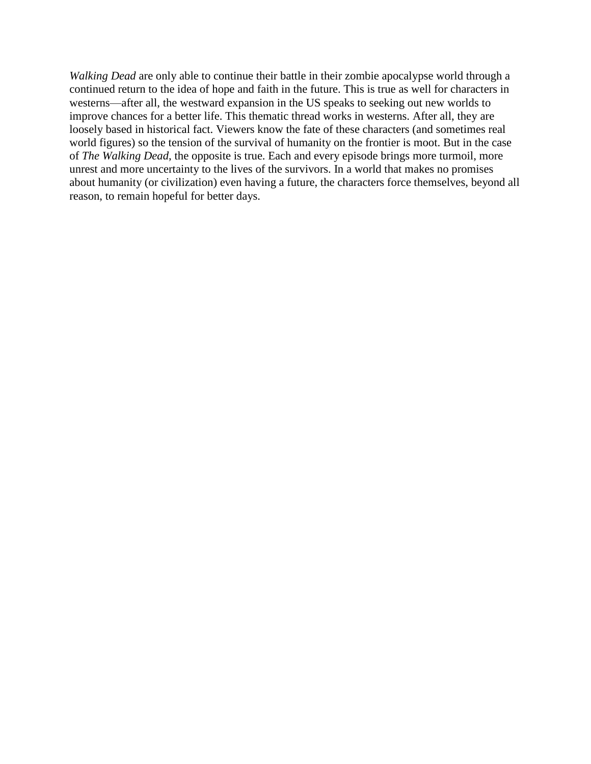*Walking Dead* are only able to continue their battle in their zombie apocalypse world through a continued return to the idea of hope and faith in the future. This is true as well for characters in westerns—after all, the westward expansion in the US speaks to seeking out new worlds to improve chances for a better life. This thematic thread works in westerns. After all, they are loosely based in historical fact. Viewers know the fate of these characters (and sometimes real world figures) so the tension of the survival of humanity on the frontier is moot. But in the case of *The Walking Dead*, the opposite is true. Each and every episode brings more turmoil, more unrest and more uncertainty to the lives of the survivors. In a world that makes no promises about humanity (or civilization) even having a future, the characters force themselves, beyond all reason, to remain hopeful for better days.